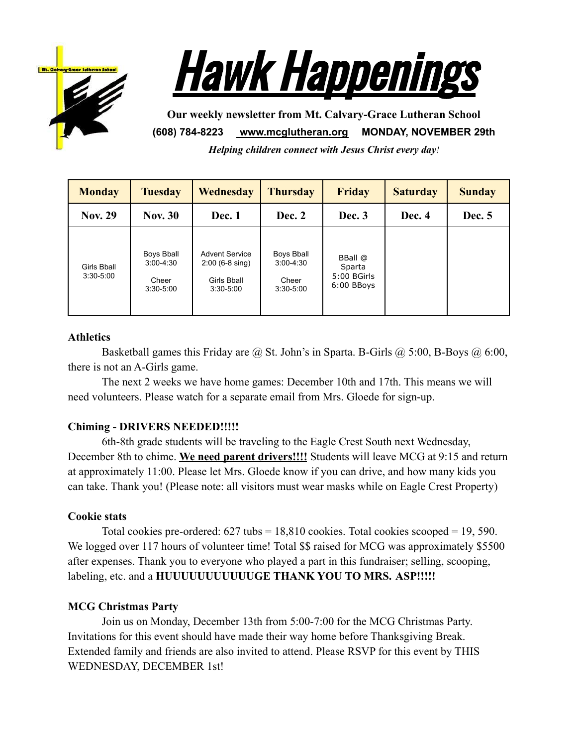# Hawk Happenings

**Our weekly newsletter from Mt. Calvary-Grace Lutheran School**

**(608) 784-8223 www.mcglutheran.org MONDAY, NOVEMBER 29th**

***Helping children connect with Jesus Christ every day!***

| Monday | Tuesday | Wednesday | Thursday | Friday | Saturday | Sunday |
|---|---|---|---|---|---|---|
| **Nov. 29** | **Nov. 30** | **Dec. 1** | **Dec. 2** | **Dec. 3** | **Dec. 4** | **Dec. 5** |
| Girls Bball 3:30-5:00 | Boys Bball 3:00-4:30<br>Cheer 3:30-5:00 | Advent Service 2:00 (6-8 sing)<br>Girls Bball 3:30-5:00 | Boys Bball 3:00-4:30<br>Cheer 3:30-5:00 | BBall @ Sparta 5:00 BGirls 6:00 BBoys | | |

**Athletics**

Basketball games this Friday are @ St. John's in Sparta. B-Girls @ 5:00, B-Boys @ 6:00, there is not an A-Girls game.

The next 2 weeks we have home games: December 10th and 17th. This means we will need volunteers. Please watch for a separate email from Mrs. Gloede for sign-up.

**Chiming - DRIVERS NEEDED!!!!!**

6th-8th grade students will be traveling to the Eagle Crest South next Wednesday, December 8th to chime. **We need parent drivers!!!!** Students will leave MCG at 9:15 and return at approximately 11:00. Please let Mrs. Gloede know if you can drive, and how many kids you can take. Thank you! (Please note: all visitors must wear masks while on Eagle Crest Property)

**Cookie stats**

Total cookies pre-ordered: 627 tubs = 18,810 cookies. Total cookies scooped = 19, 590. We logged over 117 hours of volunteer time! Total $$ raised for MCG was approximately $5500 after expenses. Thank you to everyone who played a part in this fundraiser; selling, scooping, labeling, etc. and a **HUUUUUUUUUUUGE THANK YOU TO MRS. ASP!!!!!**

**MCG Christmas Party**

Join us on Monday, December 13th from 5:00-7:00 for the MCG Christmas Party. Invitations for this event should have made their way home before Thanksgiving Break. Extended family and friends are also invited to attend. Please RSVP for this event by THIS WEDNESDAY, DECEMBER 1st!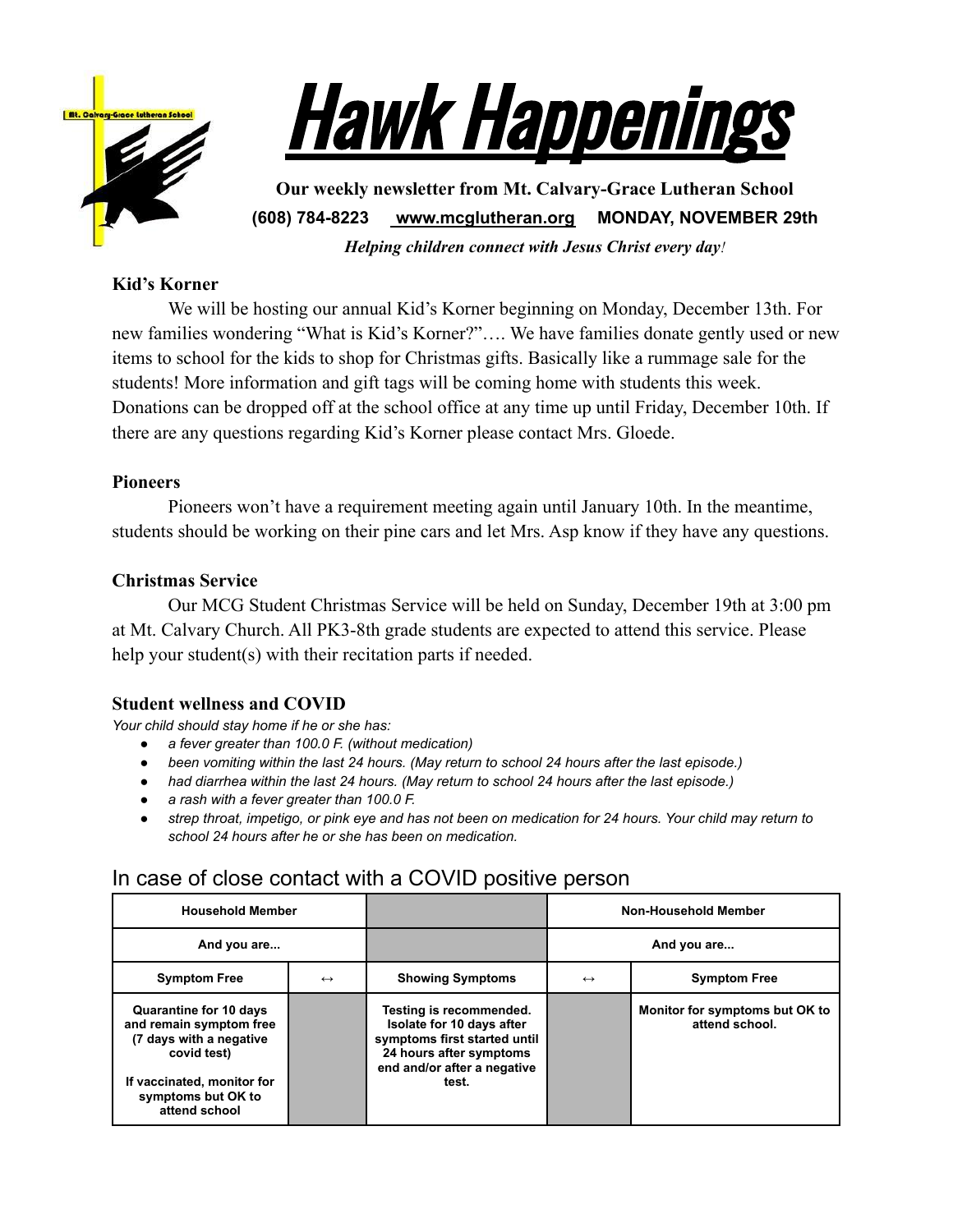// Hawk Happenings

**Our weekly newsletter from Mt. Calvary-Grace Lutheran School**

**(608) 784-8223 www.mcglutheran.org MONDAY, NOVEMBER 29th**

***Helping children connect with Jesus Christ every day!***

### Kid's Korner

We will be hosting our annual Kid's Korner beginning on Monday, December 13th. For new families wondering "What is Kid's Korner?"…. We have families donate gently used or new items to school for the kids to shop for Christmas gifts. Basically like a rummage sale for the students! More information and gift tags will be coming home with students this week. Donations can be dropped off at the school office at any time up until Friday, December 10th. If there are any questions regarding Kid's Korner please contact Mrs. Gloede.

### Pioneers

Pioneers won't have a requirement meeting again until January 10th. In the meantime, students should be working on their pine cars and let Mrs. Asp know if they have any questions.

### Christmas Service

Our MCG Student Christmas Service will be held on Sunday, December 19th at 3:00 pm at Mt. Calvary Church. All PK3-8th grade students are expected to attend this service. Please help your student(s) with their recitation parts if needed.

### Student wellness and COVID

*Your child should stay home if he or she has:*

- *a fever greater than 100.0 F. (without medication)*
- *been vomiting within the last 24 hours. (May return to school 24 hours after the last episode.)*
- *had diarrhea within the last 24 hours. (May return to school 24 hours after the last episode.)*
- *a rash with a fever greater than 100.0 F.*
- *strep throat, impetigo, or pink eye and has not been on medication for 24 hours. Your child may return to school 24 hours after he or she has been on medication.*

## In case of close contact with a COVID positive person

| Household Member | | | | Non-Household Member |
|---|---|---|---|---|
| And you are... | | | | And you are... |
| Symptom Free | ↔ | Showing Symptoms | ↔ | Symptom Free |
| Quarantine for 10 days and remain symptom free (7 days with a negative covid test)<br><br>If vaccinated, monitor for symptoms but OK to attend school | | Testing is recommended. Isolate for 10 days after symptoms first started until 24 hours after symptoms end and/or after a negative test. | | Monitor for symptoms but OK to attend school. |